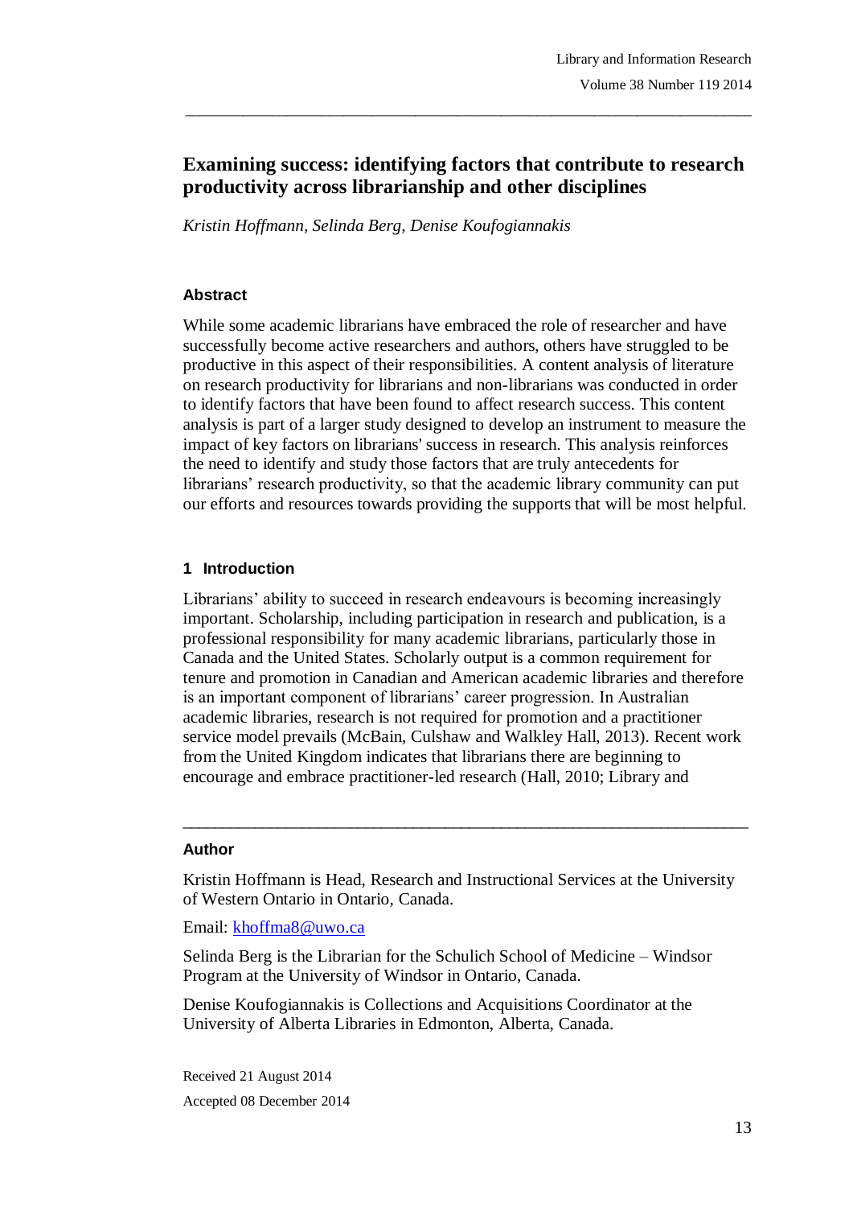# Examining success: identifying factors that contribute to research productivity across librarianship and other disciplines

*Kristin Hoffmann, Selinda Berg, Denise Koufogiannakis*

### Abstract

While some academic librarians have embraced the role of researcher and have successfully become active researchers and authors, others have struggled to be productive in this aspect of their responsibilities. A content analysis of literature on research productivity for librarians and non-librarians was conducted in order to identify factors that have been found to affect research success. This content analysis is part of a larger study designed to develop an instrument to measure the impact of key factors on librarians' success in research. This analysis reinforces the need to identify and study those factors that are truly antecedents for librarians' research productivity, so that the academic library community can put our efforts and resources towards providing the supports that will be most helpful.

## 1 Introduction

Librarians' ability to succeed in research endeavours is becoming increasingly important. Scholarship, including participation in research and publication, is a professional responsibility for many academic librarians, particularly those in Canada and the United States. Scholarly output is a common requirement for tenure and promotion in Canadian and American academic libraries and therefore is an important component of librarians' career progression. In Australian academic libraries, research is not required for promotion and a practitioner service model prevails (McBain, Culshaw and Walkley Hall, 2013). Recent work from the United Kingdom indicates that librarians there are beginning to encourage and embrace practitioner-led research (Hall, 2010; Library and

---

### Author

Kristin Hoffmann is Head, Research and Instructional Services at the University of Western Ontario in Ontario, Canada.

Email: khoffma8@uwo.ca

Selinda Berg is the Librarian for the Schulich School of Medicine – Windsor Program at the University of Windsor in Ontario, Canada.

Denise Koufogiannakis is Collections and Acquisitions Coordinator at the University of Alberta Libraries in Edmonton, Alberta, Canada.

Received 21 August 2014

Accepted 08 December 2014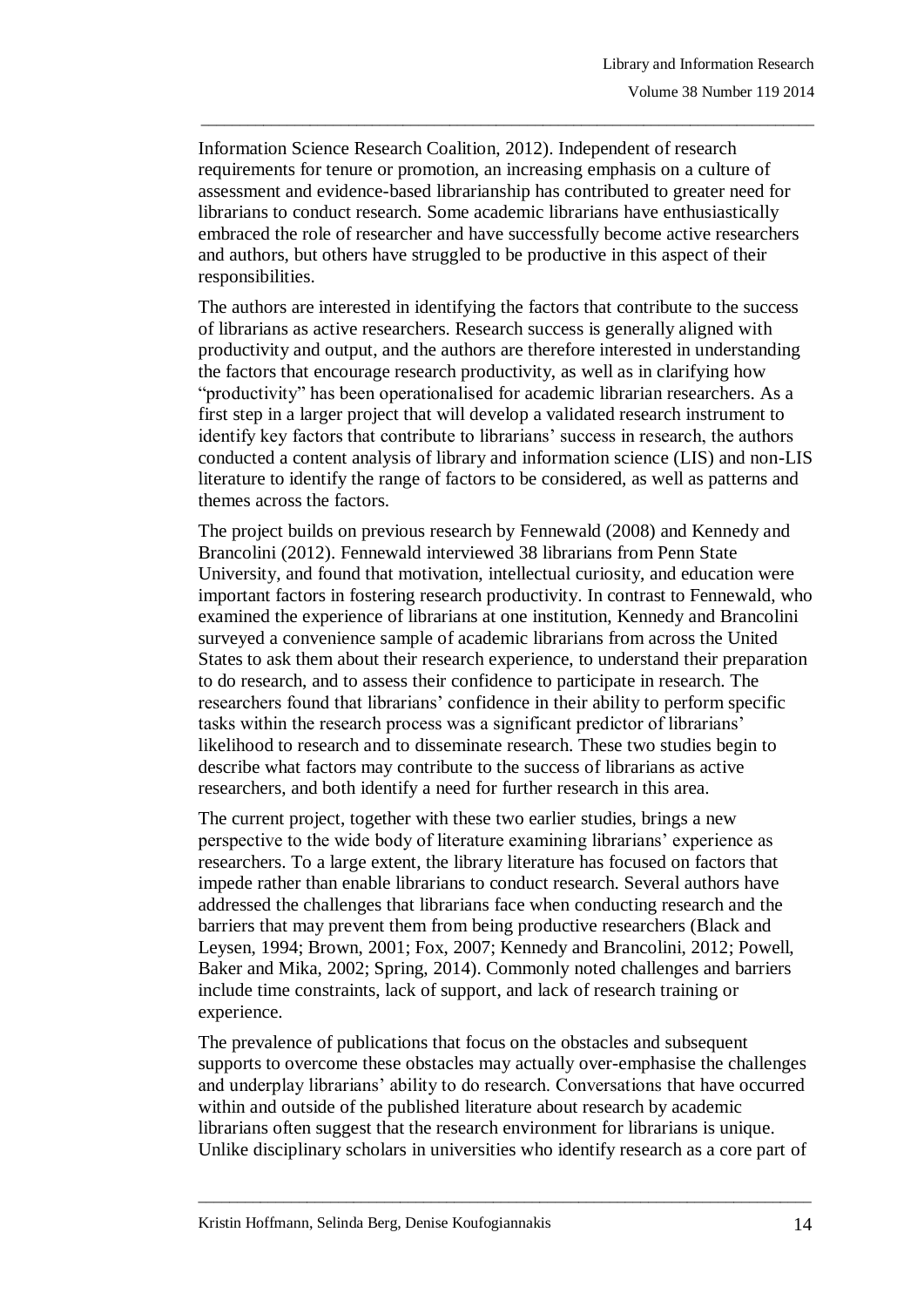Information Science Research Coalition, 2012). Independent of research requirements for tenure or promotion, an increasing emphasis on a culture of assessment and evidence-based librarianship has contributed to greater need for librarians to conduct research. Some academic librarians have enthusiastically embraced the role of researcher and have successfully become active researchers and authors, but others have struggled to be productive in this aspect of their responsibilities.

The authors are interested in identifying the factors that contribute to the success of librarians as active researchers. Research success is generally aligned with productivity and output, and the authors are therefore interested in understanding the factors that encourage research productivity, as well as in clarifying how "productivity" has been operationalised for academic librarian researchers. As a first step in a larger project that will develop a validated research instrument to identify key factors that contribute to librarians' success in research, the authors conducted a content analysis of library and information science (LIS) and non-LIS literature to identify the range of factors to be considered, as well as patterns and themes across the factors.

The project builds on previous research by Fennewald (2008) and Kennedy and Brancolini (2012). Fennewald interviewed 38 librarians from Penn State University, and found that motivation, intellectual curiosity, and education were important factors in fostering research productivity. In contrast to Fennewald, who examined the experience of librarians at one institution, Kennedy and Brancolini surveyed a convenience sample of academic librarians from across the United States to ask them about their research experience, to understand their preparation to do research, and to assess their confidence to participate in research. The researchers found that librarians' confidence in their ability to perform specific tasks within the research process was a significant predictor of librarians' likelihood to research and to disseminate research. These two studies begin to describe what factors may contribute to the success of librarians as active researchers, and both identify a need for further research in this area.

The current project, together with these two earlier studies, brings a new perspective to the wide body of literature examining librarians' experience as researchers. To a large extent, the library literature has focused on factors that impede rather than enable librarians to conduct research. Several authors have addressed the challenges that librarians face when conducting research and the barriers that may prevent them from being productive researchers (Black and Leysen, 1994; Brown, 2001; Fox, 2007; Kennedy and Brancolini, 2012; Powell, Baker and Mika, 2002; Spring, 2014). Commonly noted challenges and barriers include time constraints, lack of support, and lack of research training or experience.

The prevalence of publications that focus on the obstacles and subsequent supports to overcome these obstacles may actually over-emphasise the challenges and underplay librarians' ability to do research. Conversations that have occurred within and outside of the published literature about research by academic librarians often suggest that the research environment for librarians is unique. Unlike disciplinary scholars in universities who identify research as a core part of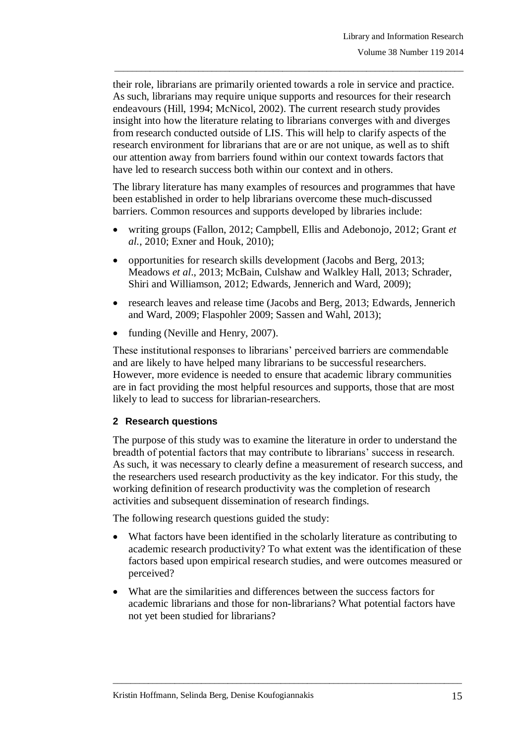their role, librarians are primarily oriented towards a role in service and practice. As such, librarians may require unique supports and resources for their research endeavours (Hill, 1994; McNicol, 2002). The current research study provides insight into how the literature relating to librarians converges with and diverges from research conducted outside of LIS. This will help to clarify aspects of the research environment for librarians that are or are not unique, as well as to shift our attention away from barriers found within our context towards factors that have led to research success both within our context and in others.

The library literature has many examples of resources and programmes that have been established in order to help librarians overcome these much-discussed barriers. Common resources and supports developed by libraries include:

- writing groups (Fallon, 2012; Campbell, Ellis and Adebonojo, 2012; Grant *et al.*, 2010; Exner and Houk, 2010);
- opportunities for research skills development (Jacobs and Berg, 2013; Meadows *et al*., 2013; McBain, Culshaw and Walkley Hall, 2013; Schrader, Shiri and Williamson, 2012; Edwards, Jennerich and Ward, 2009);
- research leaves and release time (Jacobs and Berg, 2013; Edwards, Jennerich and Ward, 2009; Flaspohler 2009; Sassen and Wahl, 2013);
- funding (Neville and Henry, 2007).

These institutional responses to librarians' perceived barriers are commendable and are likely to have helped many librarians to be successful researchers. However, more evidence is needed to ensure that academic library communities are in fact providing the most helpful resources and supports, those that are most likely to lead to success for librarian-researchers.

## 2 Research questions

The purpose of this study was to examine the literature in order to understand the breadth of potential factors that may contribute to librarians' success in research. As such, it was necessary to clearly define a measurement of research success, and the researchers used research productivity as the key indicator. For this study, the working definition of research productivity was the completion of research activities and subsequent dissemination of research findings.

The following research questions guided the study:

- What factors have been identified in the scholarly literature as contributing to academic research productivity? To what extent was the identification of these factors based upon empirical research studies, and were outcomes measured or perceived?
- What are the similarities and differences between the success factors for academic librarians and those for non-librarians? What potential factors have not yet been studied for librarians?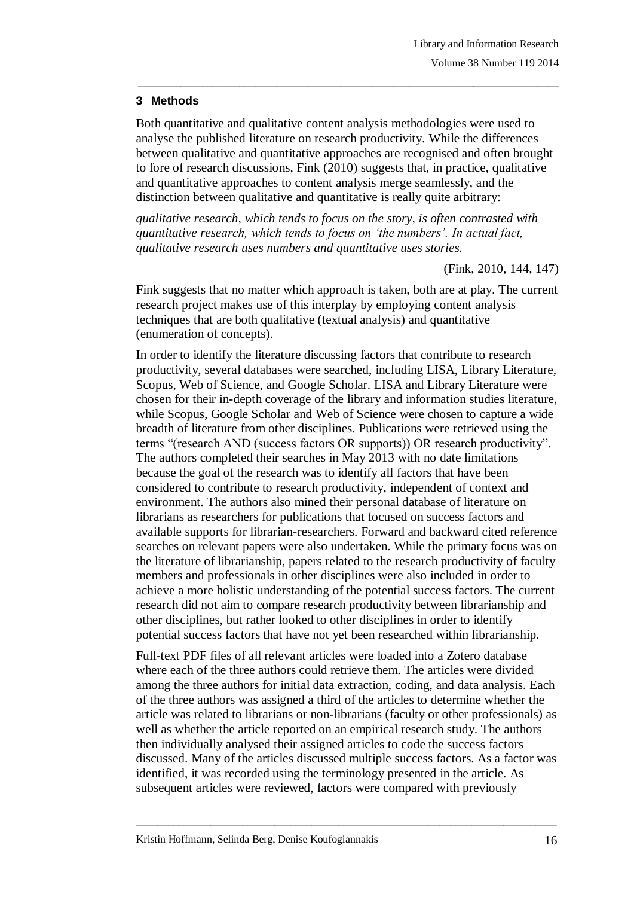## 3 Methods

Both quantitative and qualitative content analysis methodologies were used to analyse the published literature on research productivity. While the differences between qualitative and quantitative approaches are recognised and often brought to fore of research discussions, Fink (2010) suggests that, in practice, qualitative and quantitative approaches to content analysis merge seamlessly, and the distinction between qualitative and quantitative is really quite arbitrary:

*qualitative research, which tends to focus on the story, is often contrasted with quantitative research, which tends to focus on 'the numbers'. In actual fact, qualitative research uses numbers and quantitative uses stories.*

(Fink, 2010, 144, 147)

Fink suggests that no matter which approach is taken, both are at play. The current research project makes use of this interplay by employing content analysis techniques that are both qualitative (textual analysis) and quantitative (enumeration of concepts).

In order to identify the literature discussing factors that contribute to research productivity, several databases were searched, including LISA, Library Literature, Scopus, Web of Science, and Google Scholar. LISA and Library Literature were chosen for their in-depth coverage of the library and information studies literature, while Scopus, Google Scholar and Web of Science were chosen to capture a wide breadth of literature from other disciplines. Publications were retrieved using the terms "(research AND (success factors OR supports)) OR research productivity". The authors completed their searches in May 2013 with no date limitations because the goal of the research was to identify all factors that have been considered to contribute to research productivity, independent of context and environment. The authors also mined their personal database of literature on librarians as researchers for publications that focused on success factors and available supports for librarian-researchers. Forward and backward cited reference searches on relevant papers were also undertaken. While the primary focus was on the literature of librarianship, papers related to the research productivity of faculty members and professionals in other disciplines were also included in order to achieve a more holistic understanding of the potential success factors. The current research did not aim to compare research productivity between librarianship and other disciplines, but rather looked to other disciplines in order to identify potential success factors that have not yet been researched within librarianship.

Full-text PDF files of all relevant articles were loaded into a Zotero database where each of the three authors could retrieve them. The articles were divided among the three authors for initial data extraction, coding, and data analysis. Each of the three authors was assigned a third of the articles to determine whether the article was related to librarians or non-librarians (faculty or other professionals) as well as whether the article reported on an empirical research study. The authors then individually analysed their assigned articles to code the success factors discussed. Many of the articles discussed multiple success factors. As a factor was identified, it was recorded using the terminology presented in the article. As subsequent articles were reviewed, factors were compared with previously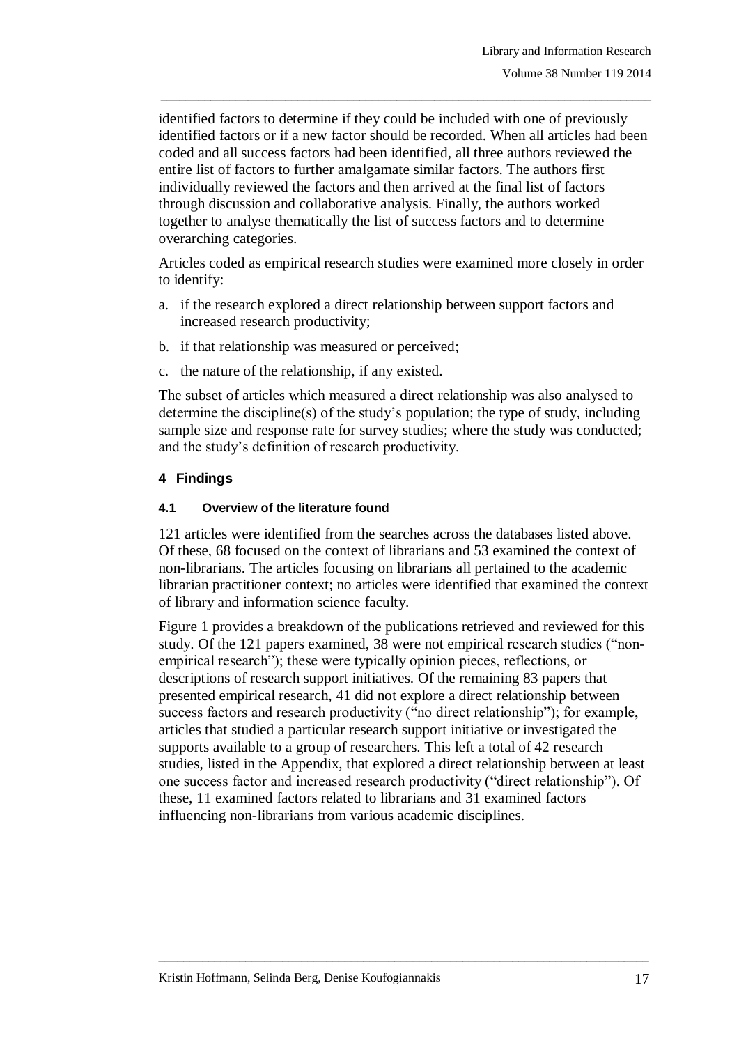identified factors to determine if they could be included with one of previously identified factors or if a new factor should be recorded. When all articles had been coded and all success factors had been identified, all three authors reviewed the entire list of factors to further amalgamate similar factors. The authors first individually reviewed the factors and then arrived at the final list of factors through discussion and collaborative analysis. Finally, the authors worked together to analyse thematically the list of success factors and to determine overarching categories.

Articles coded as empirical research studies were examined more closely in order to identify:

a. if the research explored a direct relationship between support factors and increased research productivity;

b. if that relationship was measured or perceived;

c. the nature of the relationship, if any existed.

The subset of articles which measured a direct relationship was also analysed to determine the discipline(s) of the study's population; the type of study, including sample size and response rate for survey studies; where the study was conducted; and the study's definition of research productivity.

## 4 Findings

### 4.1 Overview of the literature found

121 articles were identified from the searches across the databases listed above. Of these, 68 focused on the context of librarians and 53 examined the context of non-librarians. The articles focusing on librarians all pertained to the academic librarian practitioner context; no articles were identified that examined the context of library and information science faculty.

Figure 1 provides a breakdown of the publications retrieved and reviewed for this study. Of the 121 papers examined, 38 were not empirical research studies ("non-empirical research"); these were typically opinion pieces, reflections, or descriptions of research support initiatives. Of the remaining 83 papers that presented empirical research, 41 did not explore a direct relationship between success factors and research productivity ("no direct relationship"); for example, articles that studied a particular research support initiative or investigated the supports available to a group of researchers. This left a total of 42 research studies, listed in the Appendix, that explored a direct relationship between at least one success factor and increased research productivity ("direct relationship"). Of these, 11 examined factors related to librarians and 31 examined factors influencing non-librarians from various academic disciplines.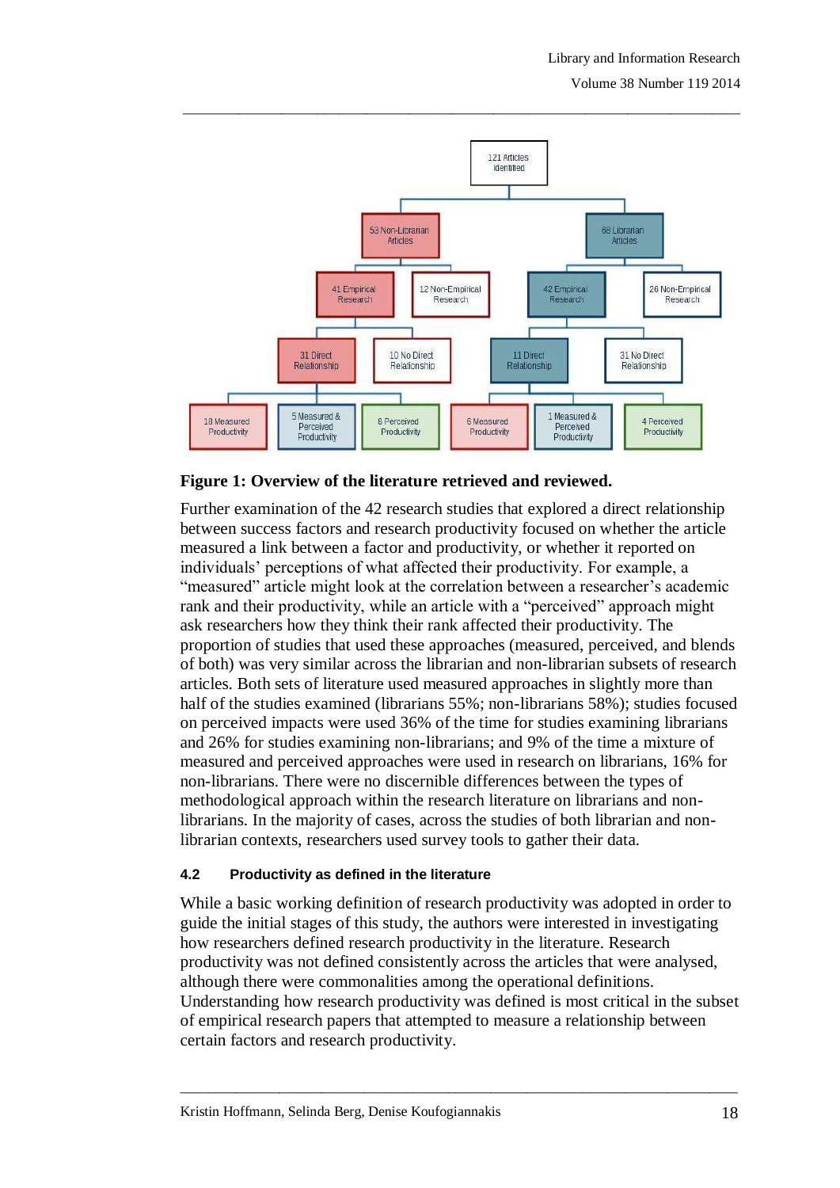**Figure 1: Overview of the literature retrieved and reviewed.**

Further examination of the 42 research studies that explored a direct relationship between success factors and research productivity focused on whether the article measured a link between a factor and productivity, or whether it reported on individuals' perceptions of what affected their productivity. For example, a "measured" article might look at the correlation between a researcher's academic rank and their productivity, while an article with a "perceived" approach might ask researchers how they think their rank affected their productivity. The proportion of studies that used these approaches (measured, perceived, and blends of both) was very similar across the librarian and non-librarian subsets of research articles. Both sets of literature used measured approaches in slightly more than half of the studies examined (librarians 55%; non-librarians 58%); studies focused on perceived impacts were used 36% of the time for studies examining librarians and 26% for studies examining non-librarians; and 9% of the time a mixture of measured and perceived approaches were used in research on librarians, 16% for non-librarians. There were no discernible differences between the types of methodological approach within the research literature on librarians and non-librarians. In the majority of cases, across the studies of both librarian and non-librarian contexts, researchers used survey tools to gather their data.

### 4.2 Productivity as defined in the literature

While a basic working definition of research productivity was adopted in order to guide the initial stages of this study, the authors were interested in investigating how researchers defined research productivity in the literature. Research productivity was not defined consistently across the articles that were analysed, although there were commonalities among the operational definitions. Understanding how research productivity was defined is most critical in the subset of empirical research papers that attempted to measure a relationship between certain factors and research productivity.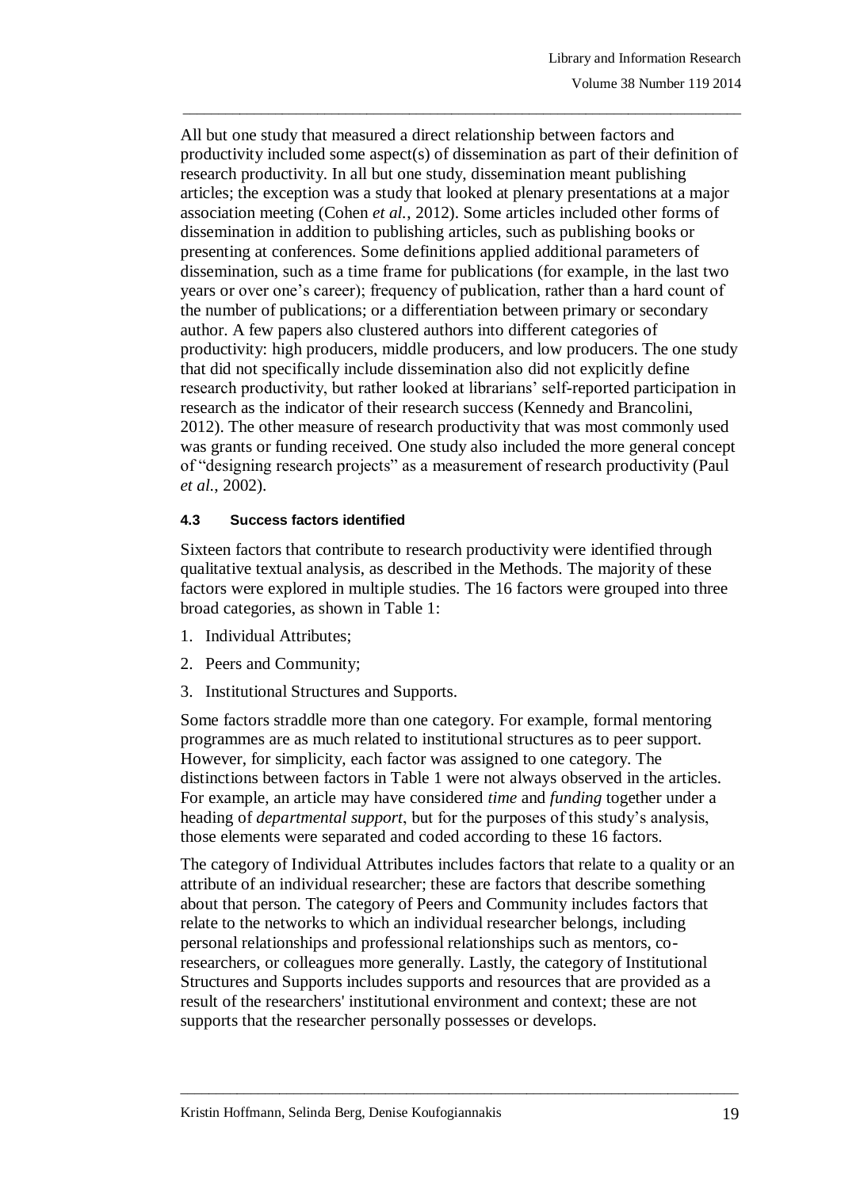All but one study that measured a direct relationship between factors and productivity included some aspect(s) of dissemination as part of their definition of research productivity. In all but one study, dissemination meant publishing articles; the exception was a study that looked at plenary presentations at a major association meeting (Cohen *et al.*, 2012). Some articles included other forms of dissemination in addition to publishing articles, such as publishing books or presenting at conferences. Some definitions applied additional parameters of dissemination, such as a time frame for publications (for example, in the last two years or over one's career); frequency of publication, rather than a hard count of the number of publications; or a differentiation between primary or secondary author. A few papers also clustered authors into different categories of productivity: high producers, middle producers, and low producers. The one study that did not specifically include dissemination also did not explicitly define research productivity, but rather looked at librarians' self-reported participation in research as the indicator of their research success (Kennedy and Brancolini, 2012). The other measure of research productivity that was most commonly used was grants or funding received. One study also included the more general concept of "designing research projects" as a measurement of research productivity (Paul *et al.*, 2002).

### 4.3 Success factors identified

Sixteen factors that contribute to research productivity were identified through qualitative textual analysis, as described in the Methods. The majority of these factors were explored in multiple studies. The 16 factors were grouped into three broad categories, as shown in Table 1:

1. Individual Attributes;
2. Peers and Community;
3. Institutional Structures and Supports.

Some factors straddle more than one category. For example, formal mentoring programmes are as much related to institutional structures as to peer support. However, for simplicity, each factor was assigned to one category. The distinctions between factors in Table 1 were not always observed in the articles. For example, an article may have considered *time* and *funding* together under a heading of *departmental support*, but for the purposes of this study's analysis, those elements were separated and coded according to these 16 factors.

The category of Individual Attributes includes factors that relate to a quality or an attribute of an individual researcher; these are factors that describe something about that person. The category of Peers and Community includes factors that relate to the networks to which an individual researcher belongs, including personal relationships and professional relationships such as mentors, co-researchers, or colleagues more generally. Lastly, the category of Institutional Structures and Supports includes supports and resources that are provided as a result of the researchers' institutional environment and context; these are not supports that the researcher personally possesses or develops.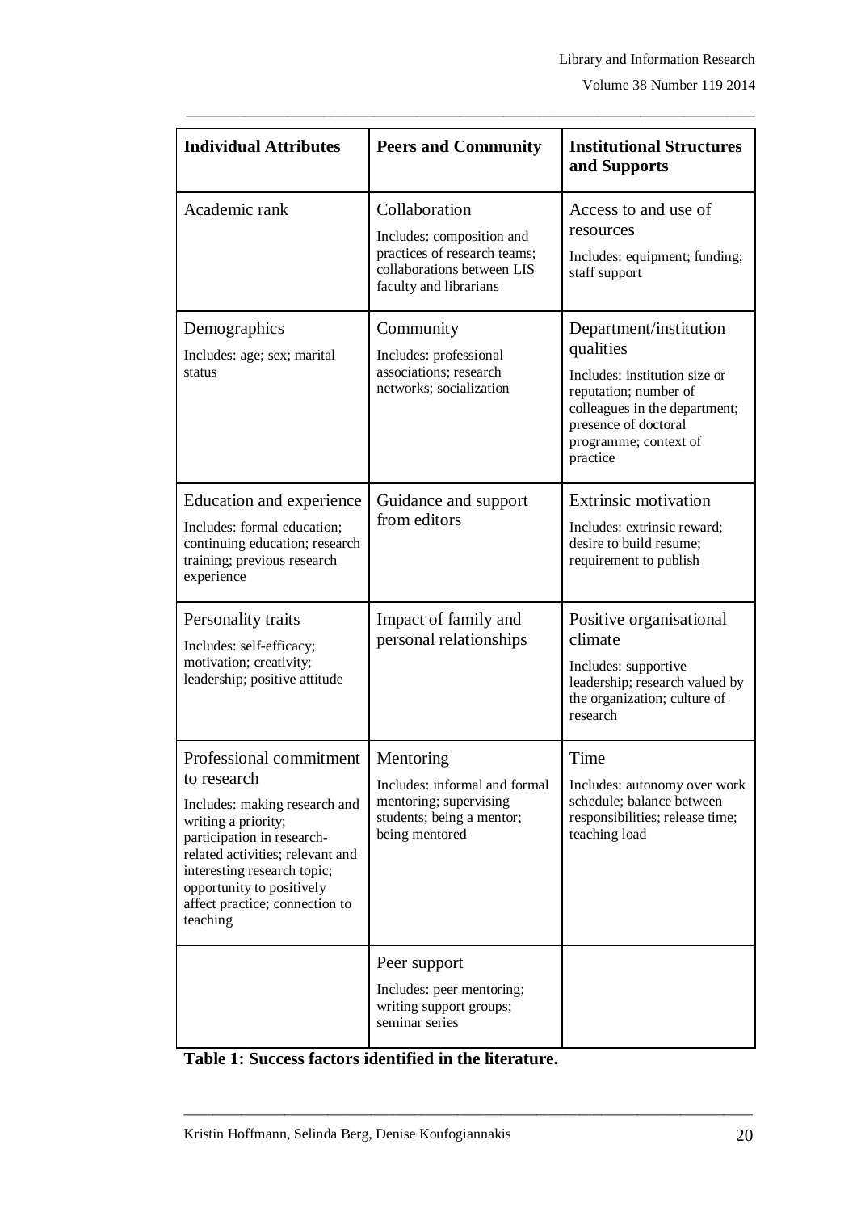| Individual Attributes | Peers and Community | Institutional Structures and Supports |
|---|---|---|
| Academic rank | Collaboration<br>Includes: composition and practices of research teams; collaborations between LIS faculty and librarians | Access to and use of resources<br>Includes: equipment; funding; staff support |
| Demographics<br>Includes: age; sex; marital status | Community<br>Includes: professional associations; research networks; socialization | Department/institution qualities<br>Includes: institution size or reputation; number of colleagues in the department; presence of doctoral programme; context of practice |
| Education and experience<br>Includes: formal education; continuing education; research training; previous research experience | Guidance and support from editors | Extrinsic motivation<br>Includes: extrinsic reward; desire to build resume; requirement to publish |
| Personality traits<br>Includes: self-efficacy; motivation; creativity; leadership; positive attitude | Impact of family and personal relationships | Positive organisational climate<br>Includes: supportive leadership; research valued by the organization; culture of research |
| Professional commitment to research<br>Includes: making research and writing a priority; participation in research-related activities; relevant and interesting research topic; opportunity to positively affect practice; connection to teaching | Mentoring<br>Includes: informal and formal mentoring; supervising students; being a mentor; being mentored | Time<br>Includes: autonomy over work schedule; balance between responsibilities; release time; teaching load |
| | Peer support<br>Includes: peer mentoring; writing support groups; seminar series | |

**Table 1: Success factors identified in the literature.**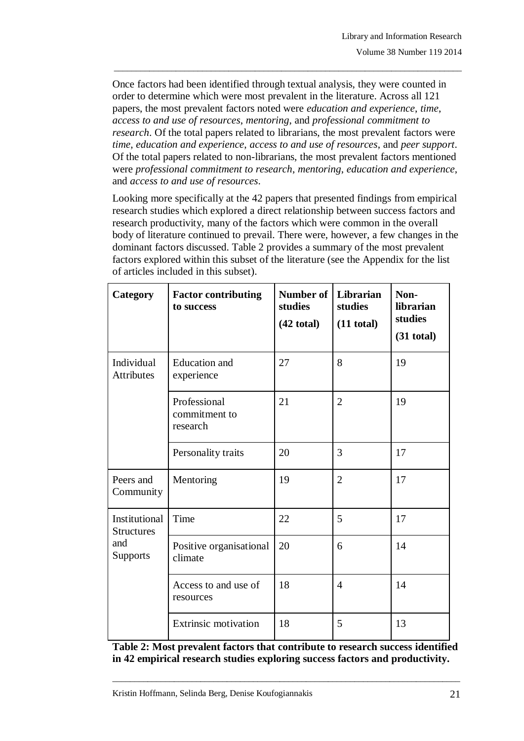Once factors had been identified through textual analysis, they were counted in order to determine which were most prevalent in the literature. Across all 121 papers, the most prevalent factors noted were *education and experience*, *time*, *access to and use of resources*, *mentoring*, and *professional commitment to research*. Of the total papers related to librarians, the most prevalent factors were *time*, *education and experience*, *access to and use of resources*, and *peer support*. Of the total papers related to non-librarians, the most prevalent factors mentioned were *professional commitment to research*, *mentoring*, *education and experience*, and *access to and use of resources*.

Looking more specifically at the 42 papers that presented findings from empirical research studies which explored a direct relationship between success factors and research productivity, many of the factors which were common in the overall body of literature continued to prevail. There were, however, a few changes in the dominant factors discussed. Table 2 provides a summary of the most prevalent factors explored within this subset of the literature (see the Appendix for the list of articles included in this subset).

| Category | Factor contributing to success | Number of studies (42 total) | Librarian studies (11 total) | Non-librarian studies (31 total) |
|---|---|---|---|---|
| Individual Attributes | Education and experience | 27 | 8 | 19 |
| | Professional commitment to research | 21 | 2 | 19 |
| | Personality traits | 20 | 3 | 17 |
| Peers and Community | Mentoring | 19 | 2 | 17 |
| Institutional Structures and Supports | Time | 22 | 5 | 17 |
| | Positive organisational climate | 20 | 6 | 14 |
| | Access to and use of resources | 18 | 4 | 14 |
| | Extrinsic motivation | 18 | 5 | 13 |

**Table 2: Most prevalent factors that contribute to research success identified in 42 empirical research studies exploring success factors and productivity.**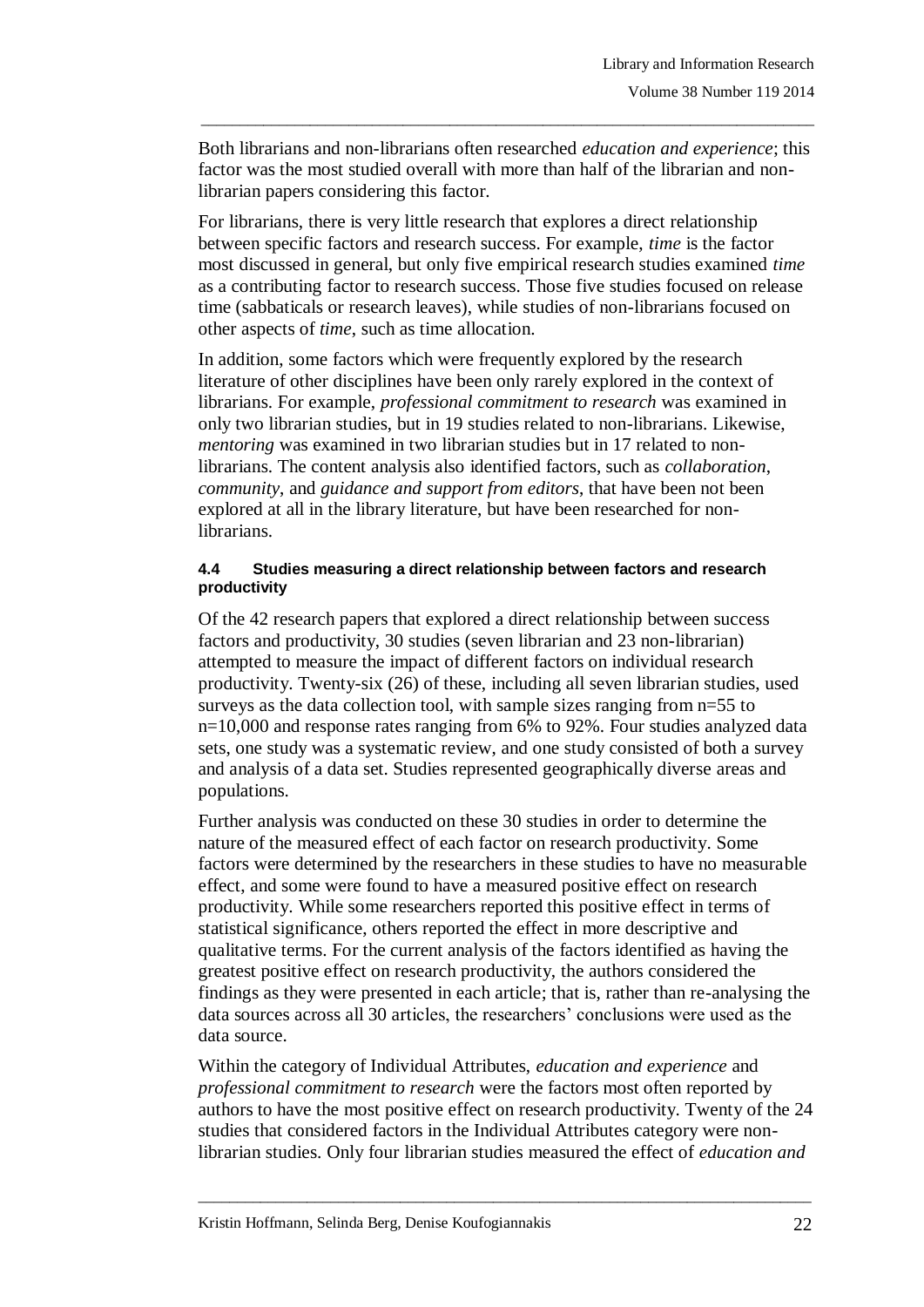Both librarians and non-librarians often researched *education and experience*; this factor was the most studied overall with more than half of the librarian and non-librarian papers considering this factor.

For librarians, there is very little research that explores a direct relationship between specific factors and research success. For example, *time* is the factor most discussed in general, but only five empirical research studies examined *time* as a contributing factor to research success. Those five studies focused on release time (sabbaticals or research leaves), while studies of non-librarians focused on other aspects of *time*, such as time allocation.

In addition, some factors which were frequently explored by the research literature of other disciplines have been only rarely explored in the context of librarians. For example, *professional commitment to research* was examined in only two librarian studies, but in 19 studies related to non-librarians. Likewise, *mentoring* was examined in two librarian studies but in 17 related to non-librarians. The content analysis also identified factors, such as *collaboration*, *community*, and *guidance and support from editors*, that have been not been explored at all in the library literature, but have been researched for non-librarians.

#### 4.4 Studies measuring a direct relationship between factors and research productivity

Of the 42 research papers that explored a direct relationship between success factors and productivity, 30 studies (seven librarian and 23 non-librarian) attempted to measure the impact of different factors on individual research productivity. Twenty-six (26) of these, including all seven librarian studies, used surveys as the data collection tool, with sample sizes ranging from n=55 to n=10,000 and response rates ranging from 6% to 92%. Four studies analyzed data sets, one study was a systematic review, and one study consisted of both a survey and analysis of a data set. Studies represented geographically diverse areas and populations.

Further analysis was conducted on these 30 studies in order to determine the nature of the measured effect of each factor on research productivity. Some factors were determined by the researchers in these studies to have no measurable effect, and some were found to have a measured positive effect on research productivity. While some researchers reported this positive effect in terms of statistical significance, others reported the effect in more descriptive and qualitative terms. For the current analysis of the factors identified as having the greatest positive effect on research productivity, the authors considered the findings as they were presented in each article; that is, rather than re-analysing the data sources across all 30 articles, the researchers' conclusions were used as the data source.

Within the category of Individual Attributes, *education and experience* and *professional commitment to research* were the factors most often reported by authors to have the most positive effect on research productivity. Twenty of the 24 studies that considered factors in the Individual Attributes category were non-librarian studies. Only four librarian studies measured the effect of *education and*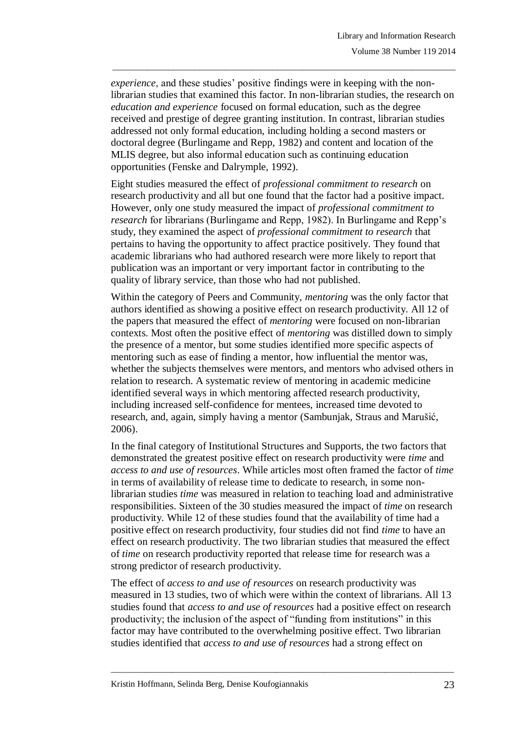*experience*, and these studies' positive findings were in keeping with the non-librarian studies that examined this factor. In non-librarian studies, the research on *education and experience* focused on formal education, such as the degree received and prestige of degree granting institution. In contrast, librarian studies addressed not only formal education, including holding a second masters or doctoral degree (Burlingame and Repp, 1982) and content and location of the MLIS degree, but also informal education such as continuing education opportunities (Fenske and Dalrymple, 1992).

Eight studies measured the effect of *professional commitment to research* on research productivity and all but one found that the factor had a positive impact. However, only one study measured the impact of *professional commitment to research* for librarians (Burlingame and Repp, 1982). In Burlingame and Repp's study, they examined the aspect of *professional commitment to research* that pertains to having the opportunity to affect practice positively. They found that academic librarians who had authored research were more likely to report that publication was an important or very important factor in contributing to the quality of library service, than those who had not published.

Within the category of Peers and Community, *mentoring* was the only factor that authors identified as showing a positive effect on research productivity. All 12 of the papers that measured the effect of *mentoring* were focused on non-librarian contexts. Most often the positive effect of *mentoring* was distilled down to simply the presence of a mentor, but some studies identified more specific aspects of mentoring such as ease of finding a mentor, how influential the mentor was, whether the subjects themselves were mentors, and mentors who advised others in relation to research. A systematic review of mentoring in academic medicine identified several ways in which mentoring affected research productivity, including increased self-confidence for mentees, increased time devoted to research, and, again, simply having a mentor (Sambunjak, Straus and Marušić, 2006).

In the final category of Institutional Structures and Supports, the two factors that demonstrated the greatest positive effect on research productivity were *time* and *access to and use of resources*. While articles most often framed the factor of *time* in terms of availability of release time to dedicate to research, in some non-librarian studies *time* was measured in relation to teaching load and administrative responsibilities. Sixteen of the 30 studies measured the impact of *time* on research productivity. While 12 of these studies found that the availability of time had a positive effect on research productivity, four studies did not find *time* to have an effect on research productivity. The two librarian studies that measured the effect of *time* on research productivity reported that release time for research was a strong predictor of research productivity.

The effect of *access to and use of resources* on research productivity was measured in 13 studies, two of which were within the context of librarians. All 13 studies found that *access to and use of resources* had a positive effect on research productivity; the inclusion of the aspect of "funding from institutions" in this factor may have contributed to the overwhelming positive effect. Two librarian studies identified that *access to and use of resources* had a strong effect on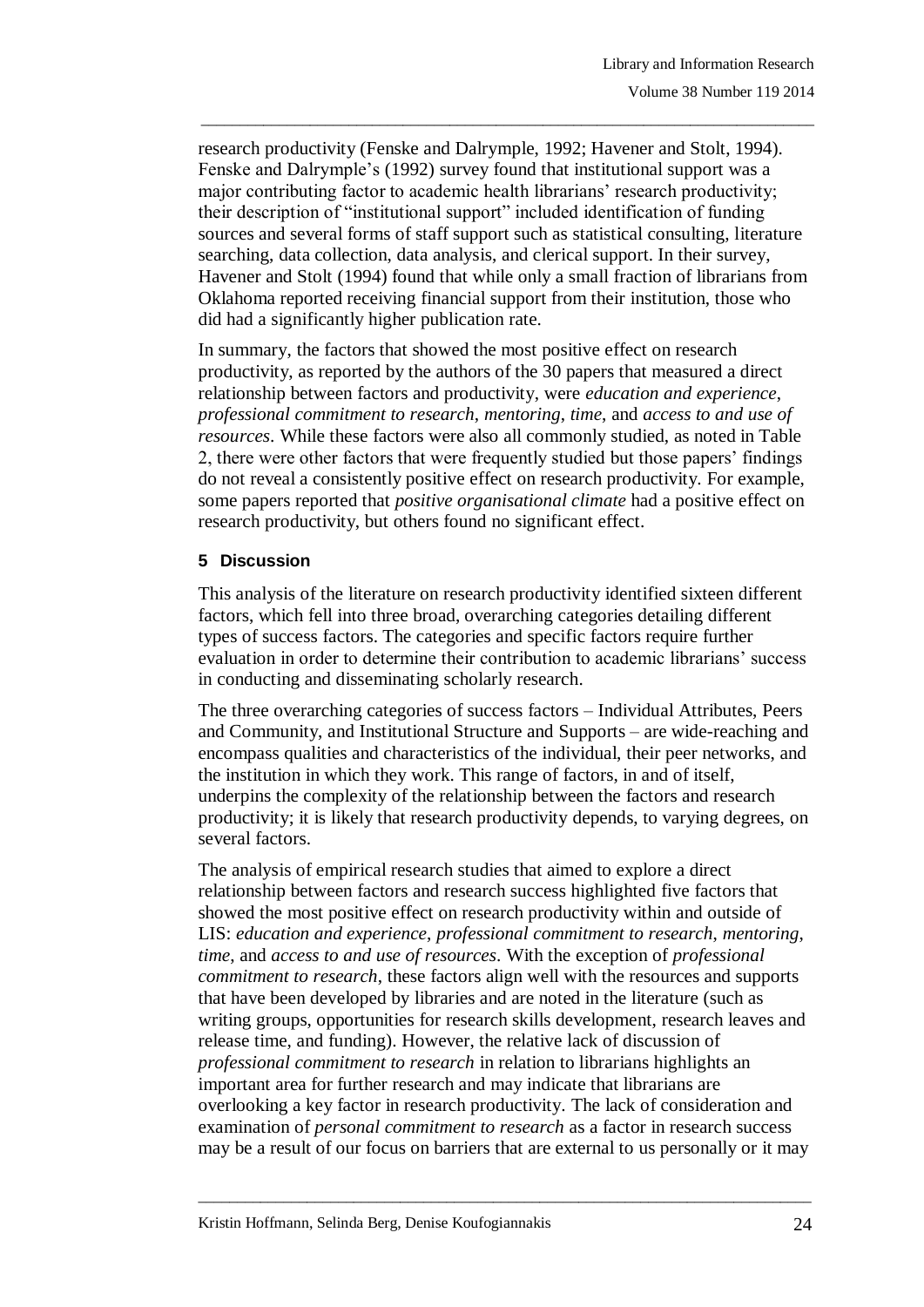research productivity (Fenske and Dalrymple, 1992; Havener and Stolt, 1994). Fenske and Dalrymple's (1992) survey found that institutional support was a major contributing factor to academic health librarians' research productivity; their description of "institutional support" included identification of funding sources and several forms of staff support such as statistical consulting, literature searching, data collection, data analysis, and clerical support. In their survey, Havener and Stolt (1994) found that while only a small fraction of librarians from Oklahoma reported receiving financial support from their institution, those who did had a significantly higher publication rate.

In summary, the factors that showed the most positive effect on research productivity, as reported by the authors of the 30 papers that measured a direct relationship between factors and productivity, were *education and experience*, *professional commitment to research*, *mentoring*, *time*, and *access to and use of resources*. While these factors were also all commonly studied, as noted in Table 2, there were other factors that were frequently studied but those papers' findings do not reveal a consistently positive effect on research productivity. For example, some papers reported that *positive organisational climate* had a positive effect on research productivity, but others found no significant effect.

## 5 Discussion

This analysis of the literature on research productivity identified sixteen different factors, which fell into three broad, overarching categories detailing different types of success factors. The categories and specific factors require further evaluation in order to determine their contribution to academic librarians' success in conducting and disseminating scholarly research.

The three overarching categories of success factors – Individual Attributes, Peers and Community, and Institutional Structure and Supports – are wide-reaching and encompass qualities and characteristics of the individual, their peer networks, and the institution in which they work. This range of factors, in and of itself, underpins the complexity of the relationship between the factors and research productivity; it is likely that research productivity depends, to varying degrees, on several factors.

The analysis of empirical research studies that aimed to explore a direct relationship between factors and research success highlighted five factors that showed the most positive effect on research productivity within and outside of LIS: *education and experience*, *professional commitment to research, mentoring*, *time*, and *access to and use of resources*. With the exception of *professional commitment to research*, these factors align well with the resources and supports that have been developed by libraries and are noted in the literature (such as writing groups, opportunities for research skills development, research leaves and release time, and funding). However, the relative lack of discussion of *professional commitment to research* in relation to librarians highlights an important area for further research and may indicate that librarians are overlooking a key factor in research productivity. The lack of consideration and examination of *personal commitment to research* as a factor in research success may be a result of our focus on barriers that are external to us personally or it may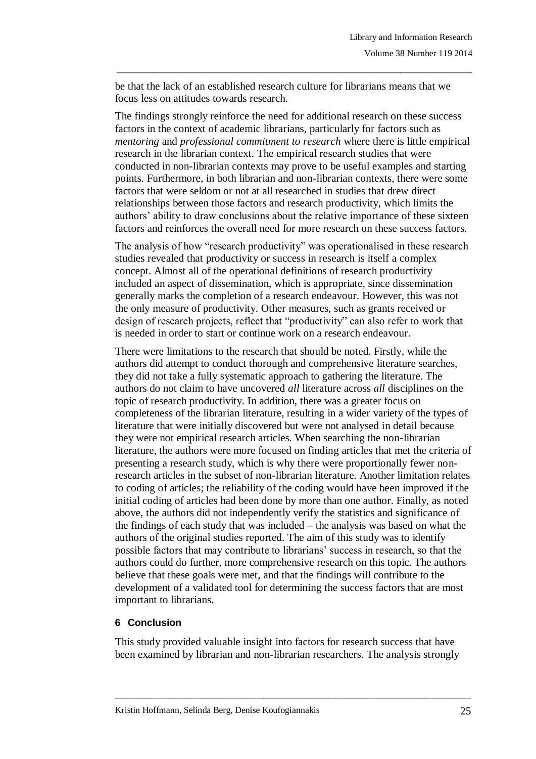be that the lack of an established research culture for librarians means that we focus less on attitudes towards research.

The findings strongly reinforce the need for additional research on these success factors in the context of academic librarians, particularly for factors such as *mentoring* and *professional commitment to research* where there is little empirical research in the librarian context. The empirical research studies that were conducted in non-librarian contexts may prove to be useful examples and starting points. Furthermore, in both librarian and non-librarian contexts, there were some factors that were seldom or not at all researched in studies that drew direct relationships between those factors and research productivity, which limits the authors' ability to draw conclusions about the relative importance of these sixteen factors and reinforces the overall need for more research on these success factors.

The analysis of how "research productivity" was operationalised in these research studies revealed that productivity or success in research is itself a complex concept. Almost all of the operational definitions of research productivity included an aspect of dissemination, which is appropriate, since dissemination generally marks the completion of a research endeavour. However, this was not the only measure of productivity. Other measures, such as grants received or design of research projects, reflect that "productivity" can also refer to work that is needed in order to start or continue work on a research endeavour.

There were limitations to the research that should be noted. Firstly, while the authors did attempt to conduct thorough and comprehensive literature searches, they did not take a fully systematic approach to gathering the literature. The authors do not claim to have uncovered *all* literature across *all* disciplines on the topic of research productivity. In addition, there was a greater focus on completeness of the librarian literature, resulting in a wider variety of the types of literature that were initially discovered but were not analysed in detail because they were not empirical research articles. When searching the non-librarian literature, the authors were more focused on finding articles that met the criteria of presenting a research study, which is why there were proportionally fewer non-research articles in the subset of non-librarian literature. Another limitation relates to coding of articles; the reliability of the coding would have been improved if the initial coding of articles had been done by more than one author. Finally, as noted above, the authors did not independently verify the statistics and significance of the findings of each study that was included – the analysis was based on what the authors of the original studies reported. The aim of this study was to identify possible factors that may contribute to librarians' success in research, so that the authors could do further, more comprehensive research on this topic. The authors believe that these goals were met, and that the findings will contribute to the development of a validated tool for determining the success factors that are most important to librarians.

## 6 Conclusion

This study provided valuable insight into factors for research success that have been examined by librarian and non-librarian researchers. The analysis strongly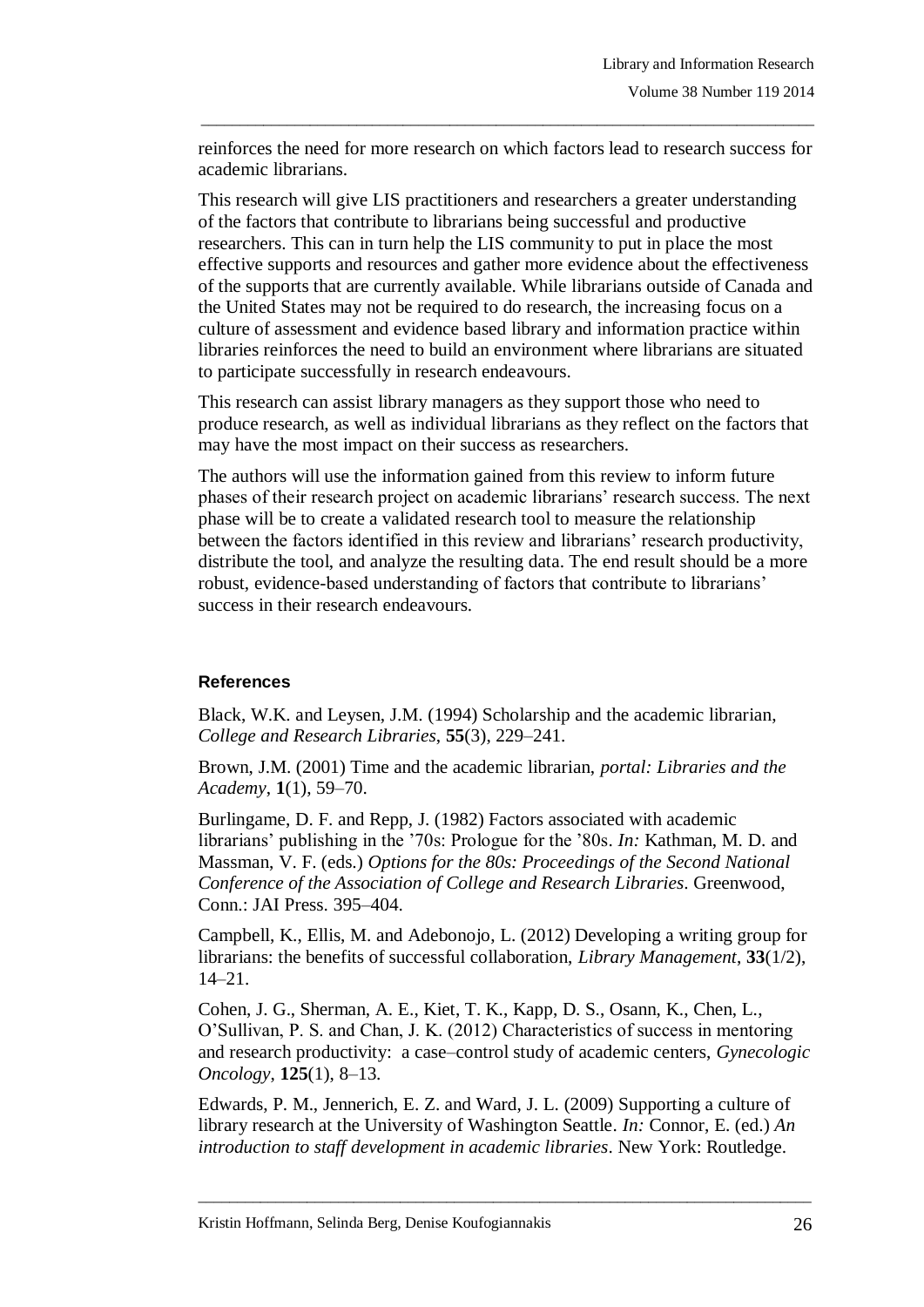reinforces the need for more research on which factors lead to research success for academic librarians.

This research will give LIS practitioners and researchers a greater understanding of the factors that contribute to librarians being successful and productive researchers. This can in turn help the LIS community to put in place the most effective supports and resources and gather more evidence about the effectiveness of the supports that are currently available. While librarians outside of Canada and the United States may not be required to do research, the increasing focus on a culture of assessment and evidence based library and information practice within libraries reinforces the need to build an environment where librarians are situated to participate successfully in research endeavours.

This research can assist library managers as they support those who need to produce research, as well as individual librarians as they reflect on the factors that may have the most impact on their success as researchers.

The authors will use the information gained from this review to inform future phases of their research project on academic librarians' research success. The next phase will be to create a validated research tool to measure the relationship between the factors identified in this review and librarians' research productivity, distribute the tool, and analyze the resulting data. The end result should be a more robust, evidence-based understanding of factors that contribute to librarians' success in their research endeavours.

## References

Black, W.K. and Leysen, J.M. (1994) Scholarship and the academic librarian, *College and Research Libraries*, **55**(3), 229–241.

Brown, J.M. (2001) Time and the academic librarian, *portal: Libraries and the Academy*, **1**(1), 59–70.

Burlingame, D. F. and Repp, J. (1982) Factors associated with academic librarians' publishing in the '70s: Prologue for the '80s. *In:* Kathman, M. D. and Massman, V. F. (eds.) *Options for the 80s: Proceedings of the Second National Conference of the Association of College and Research Libraries*. Greenwood, Conn.: JAI Press. 395–404.

Campbell, K., Ellis, M. and Adebonojo, L. (2012) Developing a writing group for librarians: the benefits of successful collaboration, *Library Management*, **33**(1/2), 14–21.

Cohen, J. G., Sherman, A. E., Kiet, T. K., Kapp, D. S., Osann, K., Chen, L., O'Sullivan, P. S. and Chan, J. K. (2012) Characteristics of success in mentoring and research productivity: a case–control study of academic centers, *Gynecologic Oncology*, **125**(1), 8–13.

Edwards, P. M., Jennerich, E. Z. and Ward, J. L. (2009) Supporting a culture of library research at the University of Washington Seattle. *In:* Connor, E. (ed.) *An introduction to staff development in academic libraries*. New York: Routledge.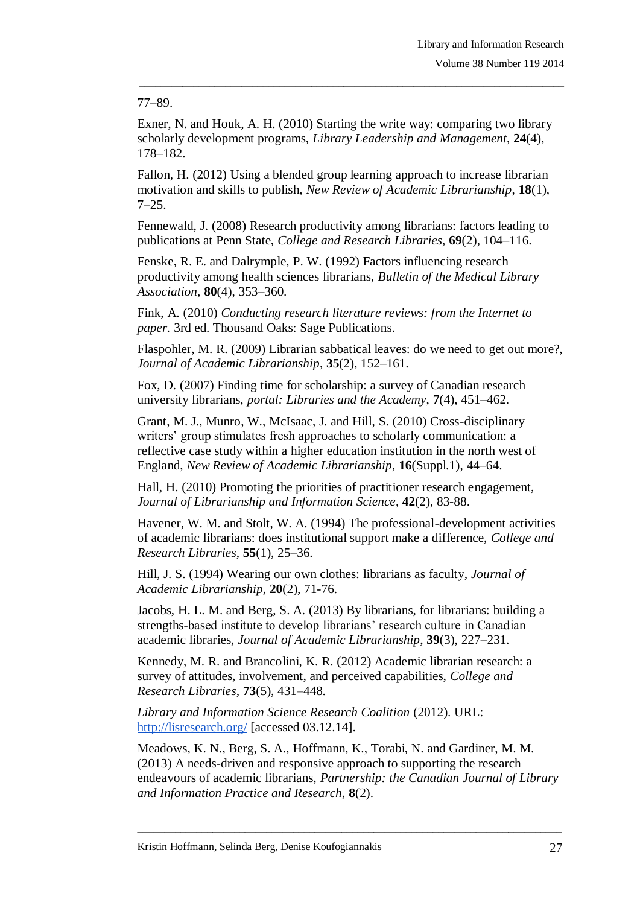77–89.

Exner, N. and Houk, A. H. (2010) Starting the write way: comparing two library scholarly development programs, *Library Leadership and Management*, **24**(4), 178–182.

Fallon, H. (2012) Using a blended group learning approach to increase librarian motivation and skills to publish, *New Review of Academic Librarianship*, **18**(1), 7–25.

Fennewald, J. (2008) Research productivity among librarians: factors leading to publications at Penn State, *College and Research Libraries*, **69**(2), 104–116.

Fenske, R. E. and Dalrymple, P. W. (1992) Factors influencing research productivity among health sciences librarians, *Bulletin of the Medical Library Association*, **80**(4), 353–360.

Fink, A. (2010) *Conducting research literature reviews: from the Internet to paper.* 3rd ed. Thousand Oaks: Sage Publications.

Flaspohler, M. R. (2009) Librarian sabbatical leaves: do we need to get out more?, *Journal of Academic Librarianship*, **35**(2), 152–161.

Fox, D. (2007) Finding time for scholarship: a survey of Canadian research university librarians, *portal: Libraries and the Academy*, **7**(4), 451–462.

Grant, M. J., Munro, W., McIsaac, J. and Hill, S. (2010) Cross-disciplinary writers' group stimulates fresh approaches to scholarly communication: a reflective case study within a higher education institution in the north west of England, *New Review of Academic Librarianship*, **16**(Suppl.1), 44–64.

Hall, H. (2010) Promoting the priorities of practitioner research engagement, *Journal of Librarianship and Information Science*, **42**(2), 83-88.

Havener, W. M. and Stolt, W. A. (1994) The professional-development activities of academic librarians: does institutional support make a difference, *College and Research Libraries*, **55**(1), 25–36.

Hill, J. S. (1994) Wearing our own clothes: librarians as faculty, *Journal of Academic Librarianship*, **20**(2), 71-76.

Jacobs, H. L. M. and Berg, S. A. (2013) By librarians, for librarians: building a strengths-based institute to develop librarians' research culture in Canadian academic libraries, *Journal of Academic Librarianship*, **39**(3), 227–231.

Kennedy, M. R. and Brancolini, K. R. (2012) Academic librarian research: a survey of attitudes, involvement, and perceived capabilities, *College and Research Libraries*, **73**(5), 431–448.

*Library and Information Science Research Coalition* (2012). URL: http://lisresearch.org/ [accessed 03.12.14].

Meadows, K. N., Berg, S. A., Hoffmann, K., Torabi, N. and Gardiner, M. M. (2013) A needs-driven and responsive approach to supporting the research endeavours of academic librarians, *Partnership: the Canadian Journal of Library and Information Practice and Research*, **8**(2).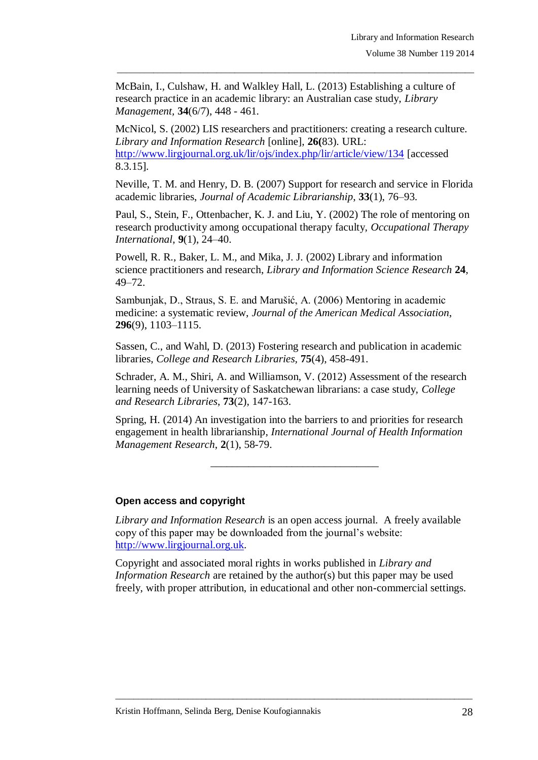McBain, I., Culshaw, H. and Walkley Hall, L. (2013) Establishing a culture of research practice in an academic library: an Australian case study, *Library Management*, **34**(6/7), 448 - 461.

McNicol, S. (2002) LIS researchers and practitioners: creating a research culture. *Library and Information Research* [online], **26(**83). URL: http://www.lirgjournal.org.uk/lir/ojs/index.php/lir/article/view/134 [accessed 8.3.15].

Neville, T. M. and Henry, D. B. (2007) Support for research and service in Florida academic libraries, *Journal of Academic Librarianship*, **33**(1), 76–93.

Paul, S., Stein, F., Ottenbacher, K. J. and Liu, Y. (2002) The role of mentoring on research productivity among occupational therapy faculty, *Occupational Therapy International*, **9**(1), 24–40.

Powell, R. R., Baker, L. M., and Mika, J. J. (2002) Library and information science practitioners and research, *Library and Information Science Research* **24**, 49–72.

Sambunjak, D., Straus, S. E. and Marušić, A. (2006) Mentoring in academic medicine: a systematic review, *Journal of the American Medical Association*, **296**(9), 1103–1115.

Sassen, C., and Wahl, D. (2013) Fostering research and publication in academic libraries, *College and Research Libraries*, **75**(4), 458-491.

Schrader, A. M., Shiri, A. and Williamson, V. (2012) Assessment of the research learning needs of University of Saskatchewan librarians: a case study, *College and Research Libraries*, **73**(2), 147-163.

Spring, H. (2014) An investigation into the barriers to and priorities for research engagement in health librarianship, *International Journal of Health Information Management Research*, **2**(1), 58-79.

---

**Open access and copyright**

*Library and Information Research* is an open access journal. A freely available copy of this paper may be downloaded from the journal's website: http://www.lirgjournal.org.uk.

Copyright and associated moral rights in works published in *Library and Information Research* are retained by the author(s) but this paper may be used freely, with proper attribution, in educational and other non-commercial settings.